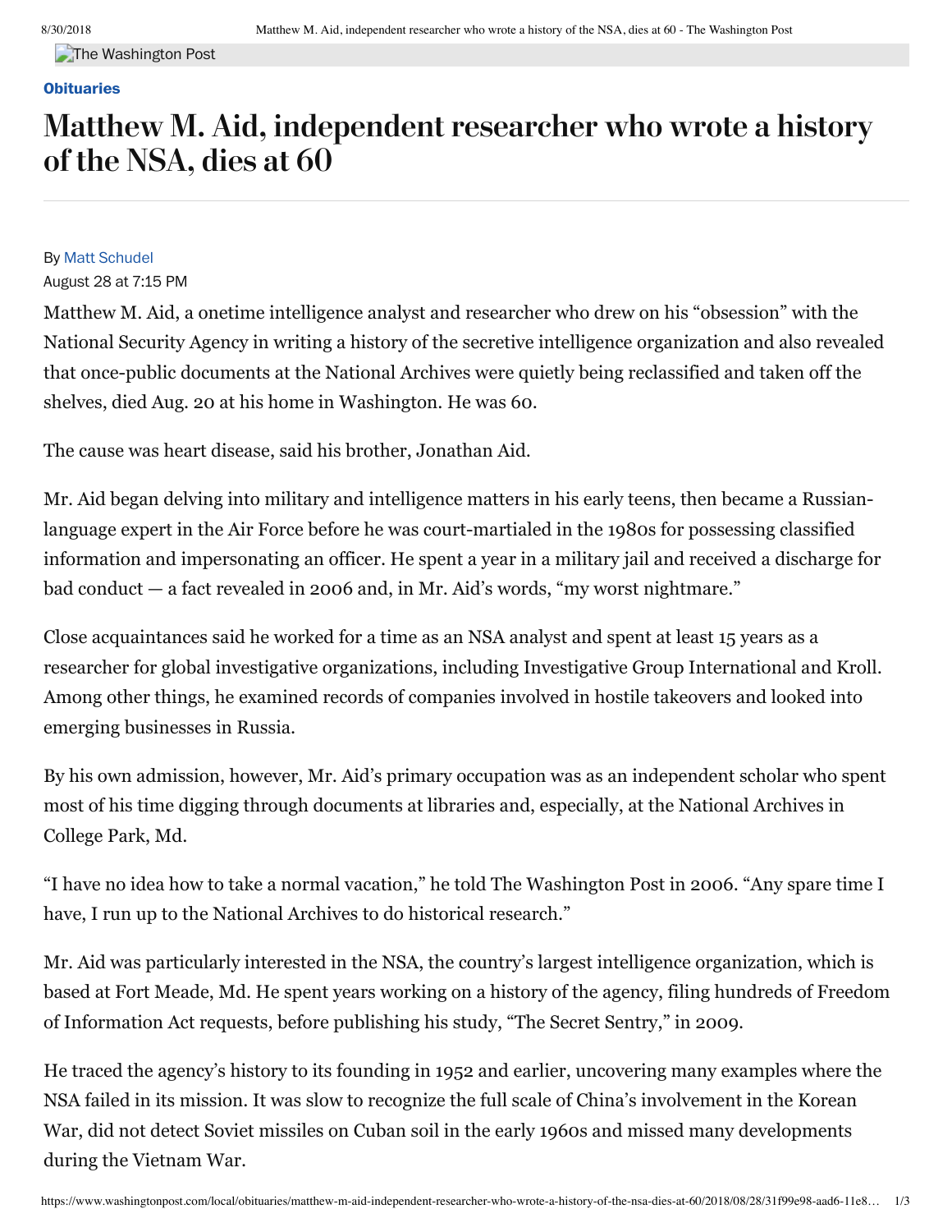Obituaries

# Matthew M. Aid, independent researcher who wrote a history of the NSA, dies at 60

By Matt Schudel

August 28 at 7:15 PM

Matthew M. Aid, a onetime intelligence analyst and researcher who drew on his "obsession" with the National Security Agency in writing a history of the secretive intelligence organization and also revealed that once-public documents at the National Archives were quietly being reclassified and taken off the shelves, died Aug. 20 at his home in Washington. He was 60.

The cause was heart disease, said his brother, Jonathan Aid.

Mr. Aid began delving into military and intelligence matters in his early teens, then became a Russian-language expert in the Air Force before he was court-martialed in the 1980s for possessing classified information and impersonating an officer. He spent a year in a military jail and received a discharge for bad conduct — a fact revealed in 2006 and, in Mr. Aid's words, "my worst nightmare."

Close acquaintances said he worked for a time as an NSA analyst and spent at least 15 years as a researcher for global investigative organizations, including Investigative Group International and Kroll. Among other things, he examined records of companies involved in hostile takeovers and looked into emerging businesses in Russia.

By his own admission, however, Mr. Aid's primary occupation was as an independent scholar who spent most of his time digging through documents at libraries and, especially, at the National Archives in College Park, Md.

"I have no idea how to take a normal vacation," he told The Washington Post in 2006. "Any spare time I have, I run up to the National Archives to do historical research."

Mr. Aid was particularly interested in the NSA, the country's largest intelligence organization, which is based at Fort Meade, Md. He spent years working on a history of the agency, filing hundreds of Freedom of Information Act requests, before publishing his study, "The Secret Sentry," in 2009.

He traced the agency's history to its founding in 1952 and earlier, uncovering many examples where the NSA failed in its mission. It was slow to recognize the full scale of China's involvement in the Korean War, did not detect Soviet missiles on Cuban soil in the early 1960s and missed many developments during the Vietnam War.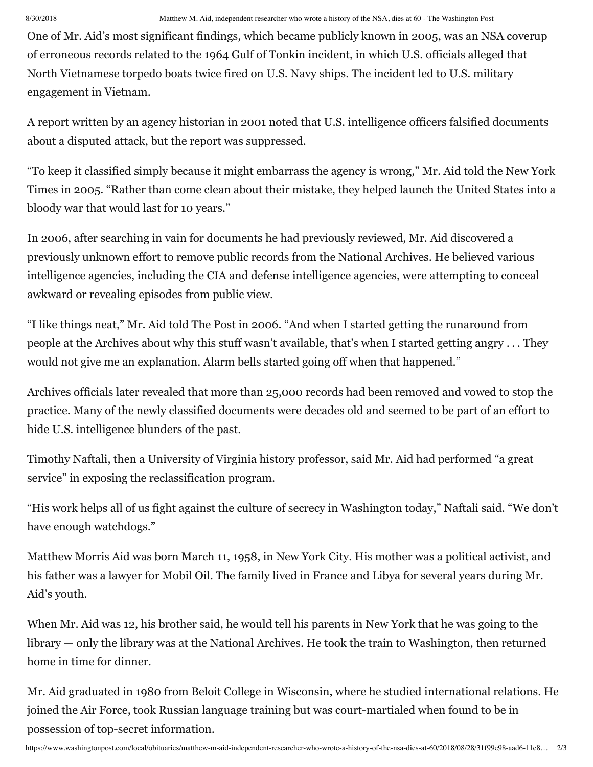One of Mr. Aid's most significant findings, which became publicly known in 2005, was an NSA coverup of erroneous records related to the 1964 Gulf of Tonkin incident, in which U.S. officials alleged that North Vietnamese torpedo boats twice fired on U.S. Navy ships. The incident led to U.S. military engagement in Vietnam.

A report written by an agency historian in 2001 noted that U.S. intelligence officers falsified documents about a disputed attack, but the report was suppressed.

"To keep it classified simply because it might embarrass the agency is wrong," Mr. Aid told the New York Times in 2005. "Rather than come clean about their mistake, they helped launch the United States into a bloody war that would last for 10 years."

In 2006, after searching in vain for documents he had previously reviewed, Mr. Aid discovered a previously unknown effort to remove public records from the National Archives. He believed various intelligence agencies, including the CIA and defense intelligence agencies, were attempting to conceal awkward or revealing episodes from public view.

"I like things neat," Mr. Aid told The Post in 2006. "And when I started getting the runaround from people at the Archives about why this stuff wasn't available, that's when I started getting angry . . . They would not give me an explanation. Alarm bells started going off when that happened."

Archives officials later revealed that more than 25,000 records had been removed and vowed to stop the practice. Many of the newly classified documents were decades old and seemed to be part of an effort to hide U.S. intelligence blunders of the past.

Timothy Naftali, then a University of Virginia history professor, said Mr. Aid had performed "a great service" in exposing the reclassification program.

"His work helps all of us fight against the culture of secrecy in Washington today," Naftali said. "We don't have enough watchdogs."

Matthew Morris Aid was born March 11, 1958, in New York City. His mother was a political activist, and his father was a lawyer for Mobil Oil. The family lived in France and Libya for several years during Mr. Aid's youth.

When Mr. Aid was 12, his brother said, he would tell his parents in New York that he was going to the library — only the library was at the National Archives. He took the train to Washington, then returned home in time for dinner.

Mr. Aid graduated in 1980 from Beloit College in Wisconsin, where he studied international relations. He joined the Air Force, took Russian language training but was court-martialed when found to be in possession of top-secret information.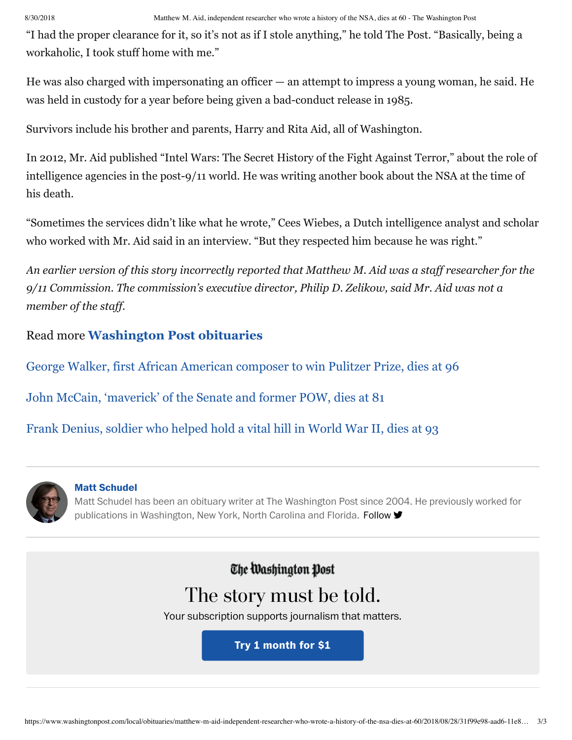"I had the proper clearance for it, so it's not as if I stole anything," he told The Post. "Basically, being a workaholic, I took stuff home with me."

He was also charged with impersonating an officer — an attempt to impress a young woman, he said. He was held in custody for a year before being given a bad-conduct release in 1985.

Survivors include his brother and parents, Harry and Rita Aid, all of Washington.

In 2012, Mr. Aid published "Intel Wars: The Secret History of the Fight Against Terror," about the role of intelligence agencies in the post-9/11 world. He was writing another book about the NSA at the time of his death.

"Sometimes the services didn't like what he wrote," Cees Wiebes, a Dutch intelligence analyst and scholar who worked with Mr. Aid said in an interview. "But they respected him because he was right."

*An earlier version of this story incorrectly reported that Matthew M. Aid was a staff researcher for the 9/11 Commission. The commission's executive director, Philip D. Zelikow, said Mr. Aid was not a member of the staff.*

Read more **Washington Post obituaries**

George Walker, first African American composer to win Pulitzer Prize, dies at 96

John McCain, 'maverick' of the Senate and former POW, dies at 81

Frank Denius, soldier who helped hold a vital hill in World War II, dies at 93

---

**Matt Schudel**

Matt Schudel has been an obituary writer at The Washington Post since 2004. He previously worked for publications in Washington, New York, North Carolina and Florida. Follow

---

The Washington Post

The story must be told.

Your subscription supports journalism that matters.

**Try 1 month for $1**